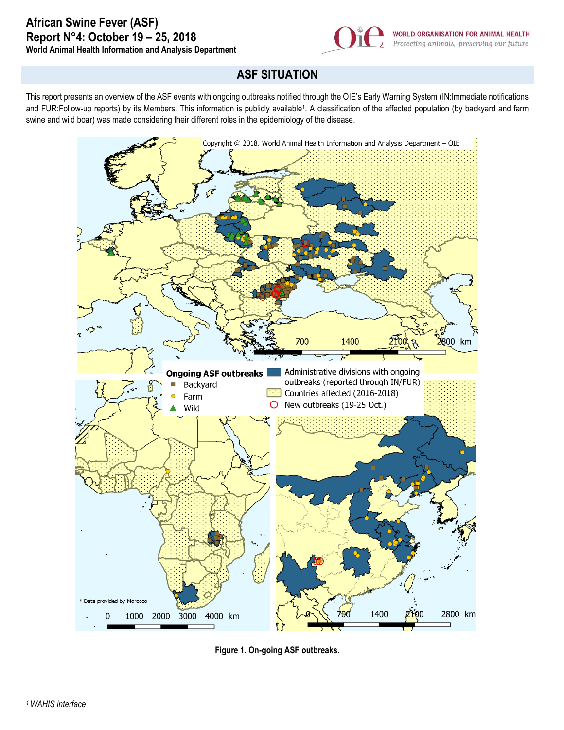# African Swine Fever (ASF)
# Report N°4: October 19 – 25, 2018
**World Animal Health Information and Analysis Department**

WORLD ORGANISATION FOR ANIMAL HEALTH
*Protecting animals, preserving our future*

## ASF SITUATION

This report presents an overview of the ASF events with ongoing outbreaks notified through the OIE's Early Warning System (IN:Immediate notifications and FUR:Follow-up reports) by its Members. This information is publicly available[1]. A classification of the affected population (by backyard and farm swine and wild boar) was made considering their different roles in the epidemiology of the disease.

**Figure 1. On-going ASF outbreaks.**

[1] *WAHIS interface*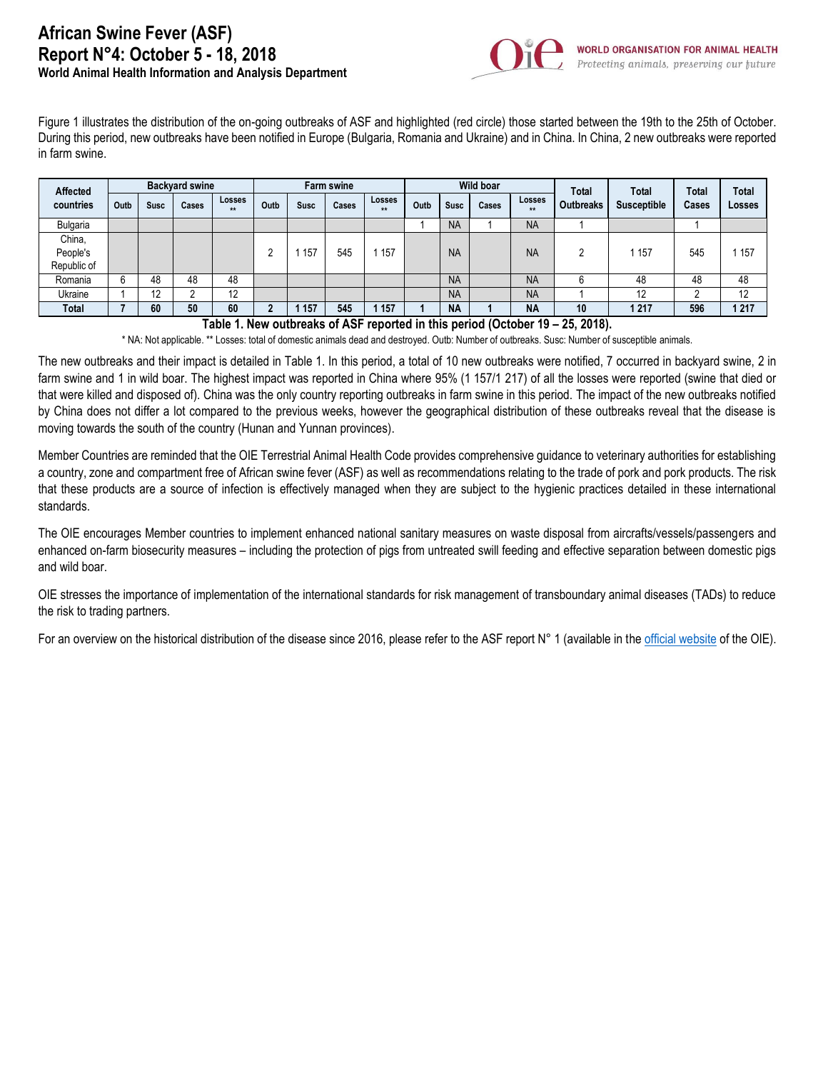# African Swine Fever (ASF)

## Report N°4: October 5 - 18, 2018

**World Animal Health Information and Analysis Department**

Figure 1 illustrates the distribution of the on-going outbreaks of ASF and highlighted (red circle) those started between the 19th to the 25th of October. During this period, new outbreaks have been notified in Europe (Bulgaria, Romania and Ukraine) and in China. In China, 2 new outbreaks were reported in farm swine.

| Affected countries | Backyard swine | | | | Farm swine | | | | Wild boar | | | | Total Outbreaks | Total Susceptible | Total Cases | Total Losses |
|---|---|---|---|---|---|---|---|---|---|---|---|---|---|---|---|---|
| | Outb | Susc | Cases | Losses ** | Outb | Susc | Cases | Losses ** | Outb | Susc | Cases | Losses ** | | | | |
| Bulgaria | | | | | | | | | 1 | NA | 1 | NA | 1 | | 1 | |
| China, People's Republic of | | | | | 2 | 1 157 | 545 | 1 157 | | NA | | NA | 2 | 1 157 | 545 | 1 157 |
| Romania | 6 | 48 | 48 | 48 | | | | | | NA | | NA | 6 | 48 | 48 | 48 |
| Ukraine | 1 | 12 | 2 | 12 | | | | | | NA | | NA | 1 | 12 | 2 | 12 |
| **Total** | **7** | **60** | **50** | **60** | **2** | **1 157** | **545** | **1 157** | **1** | **NA** | **1** | **NA** | **10** | **1 217** | **596** | **1 217** |

**Table 1. New outbreaks of ASF reported in this period (October 19 – 25, 2018).**

\* NA: Not applicable. ** Losses: total of domestic animals dead and destroyed. Outb: Number of outbreaks. Susc: Number of susceptible animals.

The new outbreaks and their impact is detailed in Table 1. In this period, a total of 10 new outbreaks were notified, 7 occurred in backyard swine, 2 in farm swine and 1 in wild boar. The highest impact was reported in China where 95% (1 157/1 217) of all the losses were reported (swine that died or that were killed and disposed of). China was the only country reporting outbreaks in farm swine in this period. The impact of the new outbreaks notified by China does not differ a lot compared to the previous weeks, however the geographical distribution of these outbreaks reveal that the disease is moving towards the south of the country (Hunan and Yunnan provinces).

Member Countries are reminded that the OIE Terrestrial Animal Health Code provides comprehensive guidance to veterinary authorities for establishing a country, zone and compartment free of African swine fever (ASF) as well as recommendations relating to the trade of pork and pork products. The risk that these products are a source of infection is effectively managed when they are subject to the hygienic practices detailed in these international standards.

The OIE encourages Member countries to implement enhanced national sanitary measures on waste disposal from aircrafts/vessels/passengers and enhanced on-farm biosecurity measures – including the protection of pigs from untreated swill feeding and effective separation between domestic pigs and wild boar.

OIE stresses the importance of implementation of the international standards for risk management of transboundary animal diseases (TADs) to reduce the risk to trading partners.

For an overview on the historical distribution of the disease since 2016, please refer to the ASF report N° 1 (available in the official website of the OIE).